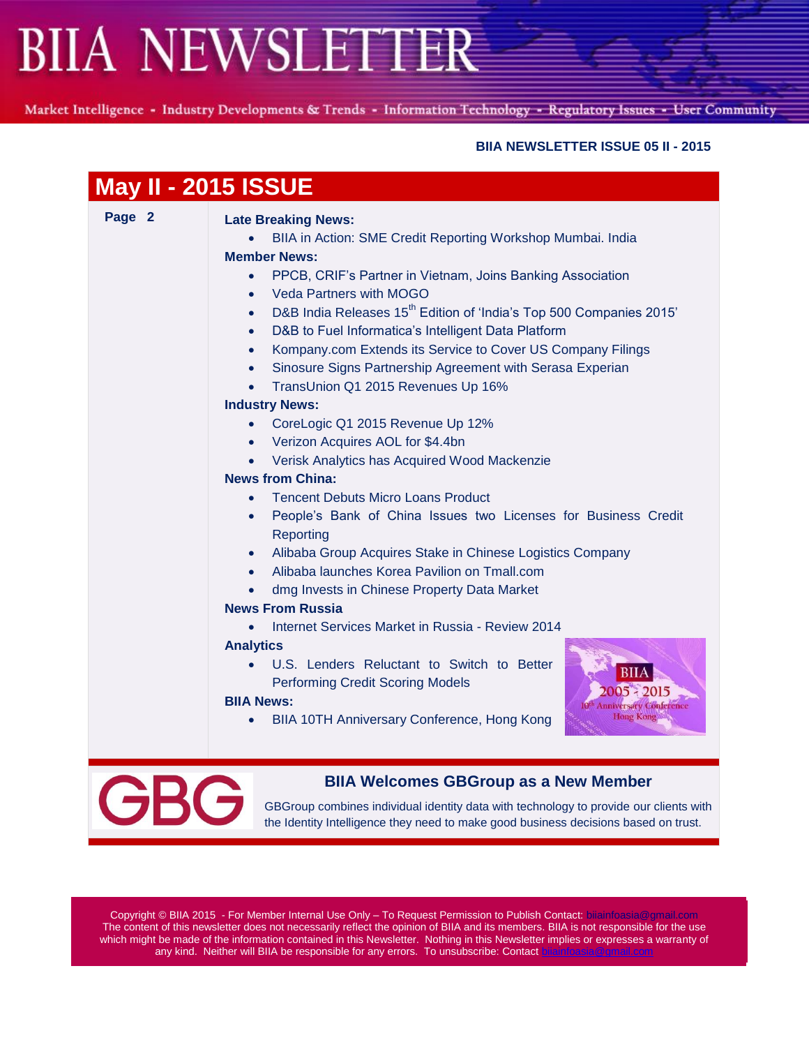# BIIA NEWSLETTER

Market Intelligence - Industry Developments & Trends - Information Technology - Regulatory Issues - User Community

**BIIA NEWSLETTER ISSUE 05 II - 2015**

## May II - 2015 ISSUE

**Page 2**

**Late Breaking News:**

- BIIA in Action: SME Credit Reporting Workshop Mumbai. India

**Member News:**

- PPCB, CRIF's Partner in Vietnam, Joins Banking Association
- Veda Partners with MOGO
- D&B India Releases 15th Edition of 'India's Top 500 Companies 2015'
- D&B to Fuel Informatica's Intelligent Data Platform
- Kompany.com Extends its Service to Cover US Company Filings
- Sinosure Signs Partnership Agreement with Serasa Experian
- TransUnion Q1 2015 Revenues Up 16%

**Industry News:**

- CoreLogic Q1 2015 Revenue Up 12%
- Verizon Acquires AOL for $4.4bn
- Verisk Analytics has Acquired Wood Mackenzie

**News from China:**

- Tencent Debuts Micro Loans Product
- People's Bank of China Issues two Licenses for Business Credit Reporting
- Alibaba Group Acquires Stake in Chinese Logistics Company
- Alibaba launches Korea Pavilion on Tmall.com
- dmg Invests in Chinese Property Data Market

**News From Russia**

- Internet Services Market in Russia - Review 2014

**Analytics**

- U.S. Lenders Reluctant to Switch to Better Performing Credit Scoring Models

**BIIA News:**

- BIIA 10TH Anniversary Conference, Hong Kong

BIIA 2005 - 2015 10th Anniversary Conference Hong Kong

### BIIA Welcomes GBGroup as a New Member

GBG

GBGroup combines individual identity data with technology to provide our clients with the Identity Intelligence they need to make good business decisions based on trust.

Copyright © BIIA 2015 - For Member Internal Use Only – To Request Permission to Publish Contact: biiainfoasia@gmail.com
The content of this newsletter does not necessarily reflect the opinion of BIIA and its members. BIIA is not responsible for the use which might be made of the information contained in this Newsletter. Nothing in this Newsletter implies or expresses a warranty of any kind. Neither will BIIA be responsible for any errors. To unsubscribe: Contact biiainfoasia@gmail.com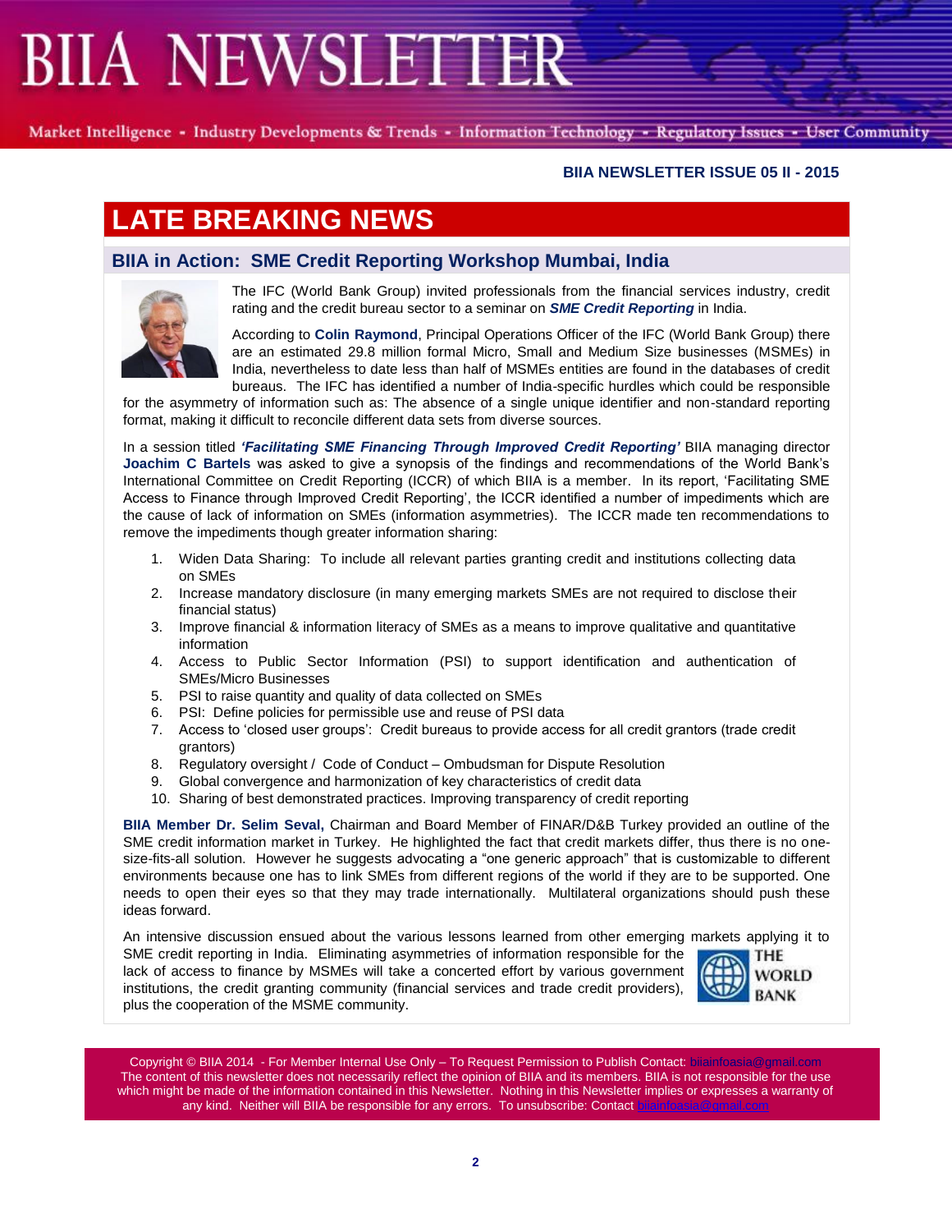# LATE BREAKING NEWS

## BIIA in Action: SME Credit Reporting Workshop Mumbai, India

The IFC (World Bank Group) invited professionals from the financial services industry, credit rating and the credit bureau sector to a seminar on ***SME Credit Reporting*** in India.

According to **Colin Raymond**, Principal Operations Officer of the IFC (World Bank Group) there are an estimated 29.8 million formal Micro, Small and Medium Size businesses (MSMEs) in India, nevertheless to date less than half of MSMEs entities are found in the databases of credit bureaus. The IFC has identified a number of India-specific hurdles which could be responsible for the asymmetry of information such as: The absence of a single unique identifier and non-standard reporting format, making it difficult to reconcile different data sets from diverse sources.

In a session titled ***'Facilitating SME Financing Through Improved Credit Reporting'*** BIIA managing director **Joachim C Bartels** was asked to give a synopsis of the findings and recommendations of the World Bank's International Committee on Credit Reporting (ICCR) of which BIIA is a member. In its report, 'Facilitating SME Access to Finance through Improved Credit Reporting', the ICCR identified a number of impediments which are the cause of lack of information on SMEs (information asymmetries). The ICCR made ten recommendations to remove the impediments though greater information sharing:

1. Widen Data Sharing: To include all relevant parties granting credit and institutions collecting data on SMEs
2. Increase mandatory disclosure (in many emerging markets SMEs are not required to disclose their financial status)
3. Improve financial & information literacy of SMEs as a means to improve qualitative and quantitative information
4. Access to Public Sector Information (PSI) to support identification and authentication of SMEs/Micro Businesses
5. PSI to raise quantity and quality of data collected on SMEs
6. PSI: Define policies for permissible use and reuse of PSI data
7. Access to 'closed user groups': Credit bureaus to provide access for all credit grantors (trade credit grantors)
8. Regulatory oversight / Code of Conduct – Ombudsman for Dispute Resolution
9. Global convergence and harmonization of key characteristics of credit data
10. Sharing of best demonstrated practices. Improving transparency of credit reporting

**BIIA Member Dr. Selim Seval,** Chairman and Board Member of FINAR/D&B Turkey provided an outline of the SME credit information market in Turkey. He highlighted the fact that credit markets differ, thus there is no one-size-fits-all solution. However he suggests advocating a "one generic approach" that is customizable to different environments because one has to link SMEs from different regions of the world if they are to be supported. One needs to open their eyes so that they may trade internationally. Multilateral organizations should push these ideas forward.

An intensive discussion ensued about the various lessons learned from other emerging markets applying it to SME credit reporting in India. Eliminating asymmetries of information responsible for the lack of access to finance by MSMEs will take a concerted effort by various government institutions, the credit granting community (financial services and trade credit providers), plus the cooperation of the MSME community.

Copyright © BIIA 2014 - For Member Internal Use Only – To Request Permission to Publish Contact: biiainfoasia@gmail.com
The content of this newsletter does not necessarily reflect the opinion of BIIA and its members. BIIA is not responsible for the use which might be made of the information contained in this Newsletter. Nothing in this Newsletter implies or expresses a warranty of any kind. Neither will BIIA be responsible for any errors. To unsubscribe: Contact biiainfoasia@gmail.com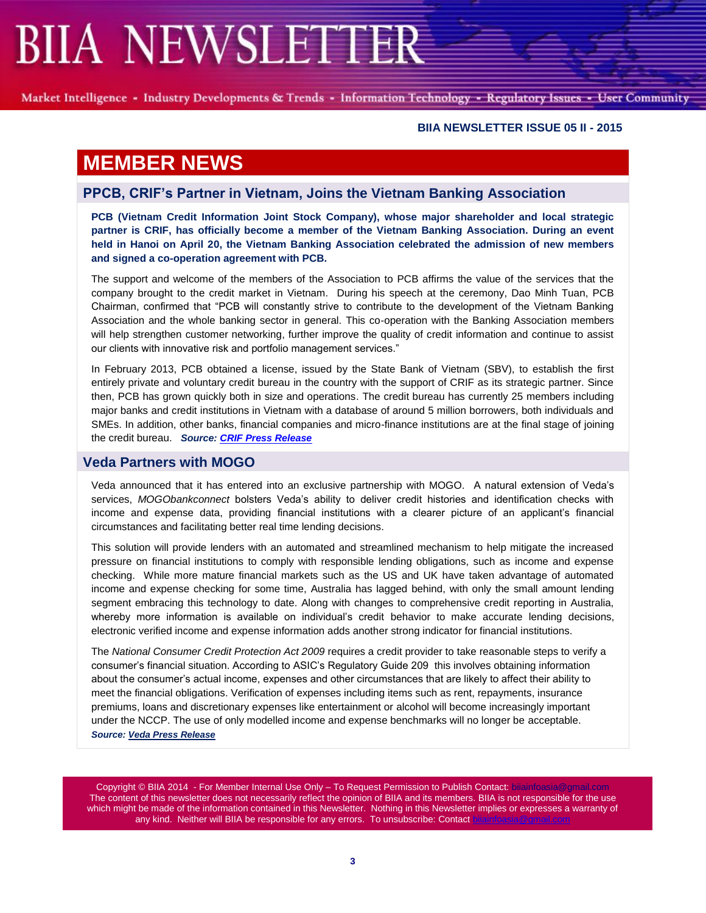## MEMBER NEWS

### PPCB, CRIF's Partner in Vietnam, Joins the Vietnam Banking Association

**PCB (Vietnam Credit Information Joint Stock Company), whose major shareholder and local strategic partner is CRIF, has officially become a member of the Vietnam Banking Association. During an event held in Hanoi on April 20, the Vietnam Banking Association celebrated the admission of new members and signed a co-operation agreement with PCB.**

The support and welcome of the members of the Association to PCB affirms the value of the services that the company brought to the credit market in Vietnam. During his speech at the ceremony, Dao Minh Tuan, PCB Chairman, confirmed that "PCB will constantly strive to contribute to the development of the Vietnam Banking Association and the whole banking sector in general. This co-operation with the Banking Association members will help strengthen customer networking, further improve the quality of credit information and continue to assist our clients with innovative risk and portfolio management services."

In February 2013, PCB obtained a license, issued by the State Bank of Vietnam (SBV), to establish the first entirely private and voluntary credit bureau in the country with the support of CRIF as its strategic partner. Since then, PCB has grown quickly both in size and operations. The credit bureau has currently 25 members including major banks and credit institutions in Vietnam with a database of around 5 million borrowers, both individuals and SMEs. In addition, other banks, financial companies and micro-finance institutions are at the final stage of joining the credit bureau. ***Source: CRIF Press Release***

### Veda Partners with MOGO

Veda announced that it has entered into an exclusive partnership with MOGO. A natural extension of Veda's services, *MOGObankconnect* bolsters Veda's ability to deliver credit histories and identification checks with income and expense data, providing financial institutions with a clearer picture of an applicant's financial circumstances and facilitating better real time lending decisions.

This solution will provide lenders with an automated and streamlined mechanism to help mitigate the increased pressure on financial institutions to comply with responsible lending obligations, such as income and expense checking. While more mature financial markets such as the US and UK have taken advantage of automated income and expense checking for some time, Australia has lagged behind, with only the small amount lending segment embracing this technology to date. Along with changes to comprehensive credit reporting in Australia, whereby more information is available on individual's credit behavior to make accurate lending decisions, electronic verified income and expense information adds another strong indicator for financial institutions.

The *National Consumer Credit Protection Act 2009* requires a credit provider to take reasonable steps to verify a consumer's financial situation. According to ASIC's Regulatory Guide 209 this involves obtaining information about the consumer's actual income, expenses and other circumstances that are likely to affect their ability to meet the financial obligations. Verification of expenses including items such as rent, repayments, insurance premiums, loans and discretionary expenses like entertainment or alcohol will become increasingly important under the NCCP. The use of only modelled income and expense benchmarks will no longer be acceptable.
***Source: Veda Press Release***

Copyright © BIIA 2014 - For Member Internal Use Only – To Request Permission to Publish Contact: biiainfoasia@gmail.com
The content of this newsletter does not necessarily reflect the opinion of BIIA and its members. BIIA is not responsible for the use which might be made of the information contained in this Newsletter. Nothing in this Newsletter implies or expresses a warranty of any kind. Neither will BIIA be responsible for any errors. To unsubscribe: Contact biiainfoasia@gmail.com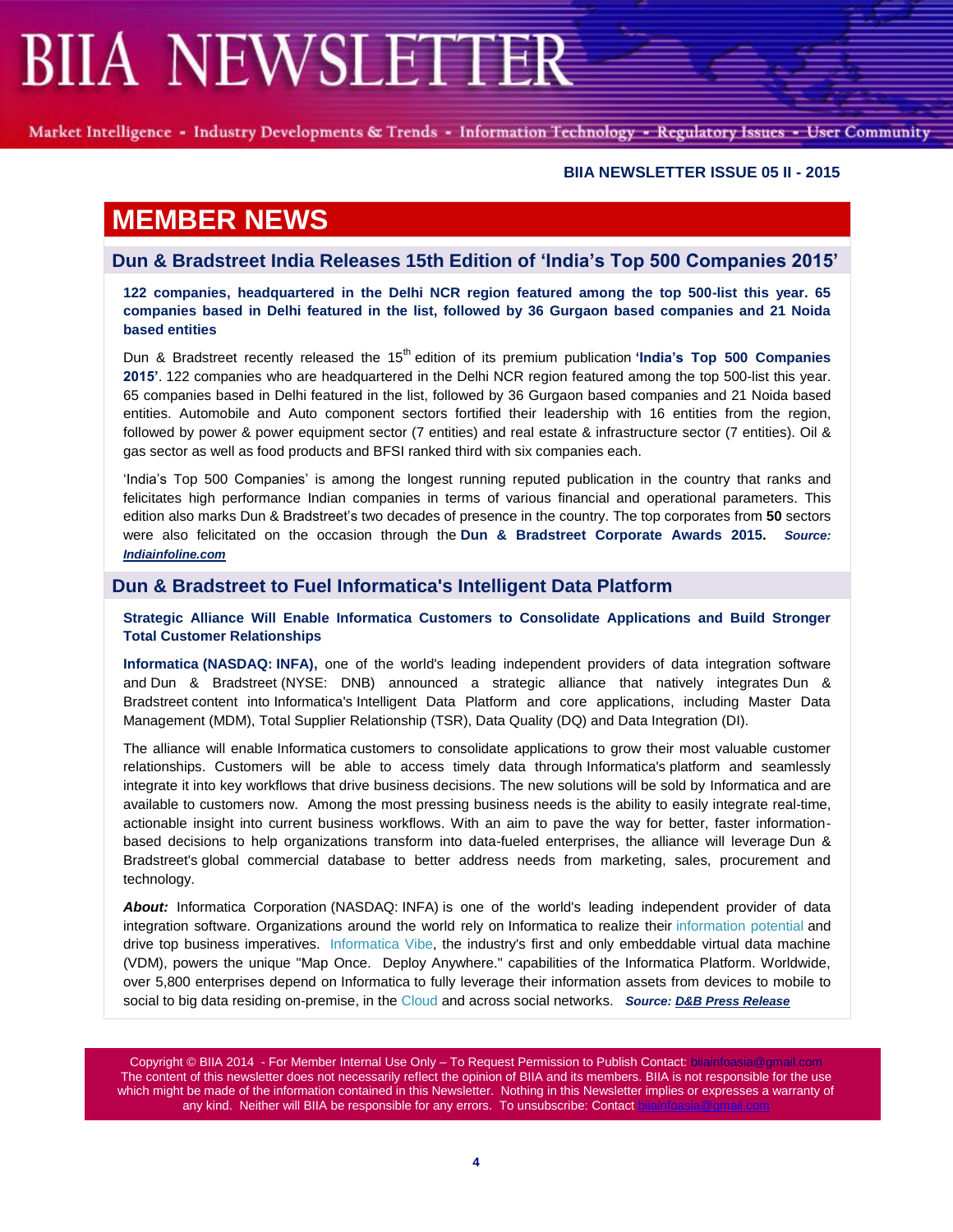# MEMBER NEWS

## Dun & Bradstreet India Releases 15th Edition of 'India's Top 500 Companies 2015'

**122 companies, headquartered in the Delhi NCR region featured among the top 500-list this year. 65 companies based in Delhi featured in the list, followed by 36 Gurgaon based companies and 21 Noida based entities**

Dun & Bradstreet recently released the 15th edition of its premium publication **'India's Top 500 Companies 2015'**. 122 companies who are headquartered in the Delhi NCR region featured among the top 500-list this year. 65 companies based in Delhi featured in the list, followed by 36 Gurgaon based companies and 21 Noida based entities. Automobile and Auto component sectors fortified their leadership with 16 entities from the region, followed by power & power equipment sector (7 entities) and real estate & infrastructure sector (7 entities). Oil & gas sector as well as food products and BFSI ranked third with six companies each.

'India's Top 500 Companies' is among the longest running reputed publication in the country that ranks and felicitates high performance Indian companies in terms of various financial and operational parameters. This edition also marks Dun & Bradstreet's two decades of presence in the country. The top corporates from **50** sectors were also felicitated on the occasion through the **Dun & Bradstreet Corporate Awards 2015.** ***Source: Indiainfoline.com***

## Dun & Bradstreet to Fuel Informatica's Intelligent Data Platform

**Strategic Alliance Will Enable Informatica Customers to Consolidate Applications and Build Stronger Total Customer Relationships**

**Informatica (NASDAQ: INFA),** one of the world's leading independent providers of data integration software and Dun & Bradstreet (NYSE: DNB) announced a strategic alliance that natively integrates Dun & Bradstreet content into Informatica's Intelligent Data Platform and core applications, including Master Data Management (MDM), Total Supplier Relationship (TSR), Data Quality (DQ) and Data Integration (DI).

The alliance will enable Informatica customers to consolidate applications to grow their most valuable customer relationships. Customers will be able to access timely data through Informatica's platform and seamlessly integrate it into key workflows that drive business decisions. The new solutions will be sold by Informatica and are available to customers now. Among the most pressing business needs is the ability to easily integrate real-time, actionable insight into current business workflows. With an aim to pave the way for better, faster information-based decisions to help organizations transform into data-fueled enterprises, the alliance will leverage Dun & Bradstreet's global commercial database to better address needs from marketing, sales, procurement and technology.

***About:*** Informatica Corporation (NASDAQ: INFA) is one of the world's leading independent provider of data integration software. Organizations around the world rely on Informatica to realize their information potential and drive top business imperatives. Informatica Vibe, the industry's first and only embeddable virtual data machine (VDM), powers the unique "Map Once. Deploy Anywhere." capabilities of the Informatica Platform. Worldwide, over 5,800 enterprises depend on Informatica to fully leverage their information assets from devices to mobile to social to big data residing on-premise, in the Cloud and across social networks. ***Source: D&B Press Release***

Copyright © BIIA 2014 - For Member Internal Use Only – To Request Permission to Publish Contact: biiainfoasia@gmail.com
The content of this newsletter does not necessarily reflect the opinion of BIIA and its members. BIIA is not responsible for the use which might be made of the information contained in this Newsletter. Nothing in this Newsletter implies or expresses a warranty of any kind. Neither will BIIA be responsible for any errors. To unsubscribe: Contact biiainfoasia@gmail.com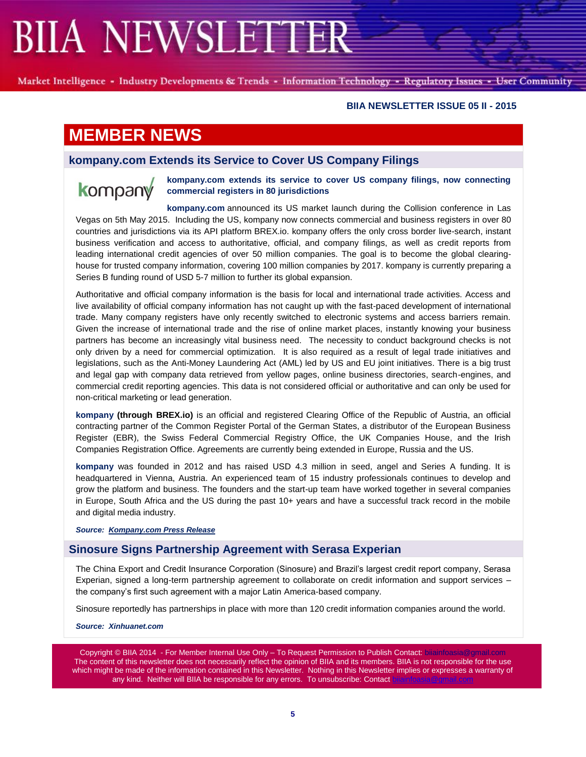# MEMBER NEWS

## kompany.com Extends its Service to Cover US Company Filings

**kompany.com extends its service to cover US company filings, now connecting commercial registers in 80 jurisdictions**

**kompany.com** announced its US market launch during the Collision conference in Las Vegas on 5th May 2015. Including the US, kompany now connects commercial and business registers in over 80 countries and jurisdictions via its API platform BREX.io. kompany offers the only cross border live-search, instant business verification and access to authoritative, official, and company filings, as well as credit reports from leading international credit agencies of over 50 million companies. The goal is to become the global clearing-house for trusted company information, covering 100 million companies by 2017. kompany is currently preparing a Series B funding round of USD 5-7 million to further its global expansion.

Authoritative and official company information is the basis for local and international trade activities. Access and live availability of official company information has not caught up with the fast-paced development of international trade. Many company registers have only recently switched to electronic systems and access barriers remain. Given the increase of international trade and the rise of online market places, instantly knowing your business partners has become an increasingly vital business need. The necessity to conduct background checks is not only driven by a need for commercial optimization. It is also required as a result of legal trade initiatives and legislations, such as the Anti-Money Laundering Act (AML) led by US and EU joint initiatives. There is a big trust and legal gap with company data retrieved from yellow pages, online business directories, search-engines, and commercial credit reporting agencies. This data is not considered official or authoritative and can only be used for non-critical marketing or lead generation.

**kompany (through BREX.io)** is an official and registered Clearing Office of the Republic of Austria, an official contracting partner of the Common Register Portal of the German States, a distributor of the European Business Register (EBR), the Swiss Federal Commercial Registry Office, the UK Companies House, and the Irish Companies Registration Office. Agreements are currently being extended in Europe, Russia and the US.

**kompany** was founded in 2012 and has raised USD 4.3 million in seed, angel and Series A funding. It is headquartered in Vienna, Austria. An experienced team of 15 industry professionals continues to develop and grow the platform and business. The founders and the start-up team have worked together in several companies in Europe, South Africa and the US during the past 10+ years and have a successful track record in the mobile and digital media industry.

***Source: Kompany.com Press Release***

## Sinosure Signs Partnership Agreement with Serasa Experian

The China Export and Credit Insurance Corporation (Sinosure) and Brazil's largest credit report company, Serasa Experian, signed a long-term partnership agreement to collaborate on credit information and support services – the company's first such agreement with a major Latin America-based company.

Sinosure reportedly has partnerships in place with more than 120 credit information companies around the world.

***Source: Xinhuanet.com***

Copyright © BIIA 2014 - For Member Internal Use Only – To Request Permission to Publish Contact: biiainfoasia@gmail.com
The content of this newsletter does not necessarily reflect the opinion of BIIA and its members. BIIA is not responsible for the use which might be made of the information contained in this Newsletter. Nothing in this Newsletter implies or expresses a warranty of any kind. Neither will BIIA be responsible for any errors. To unsubscribe: Contact biiainfoasia@gmail.com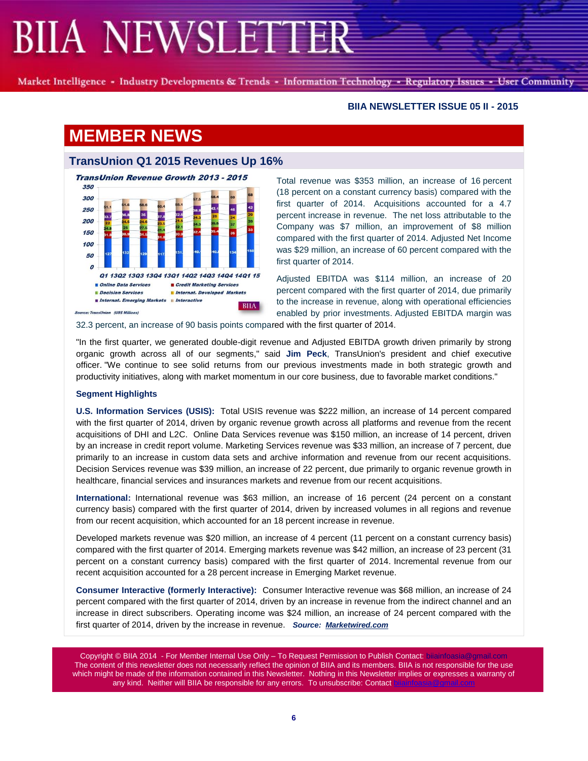# MEMBER NEWS

## TransUnion Q1 2015 Revenues Up 16%

Total revenue was $353 million, an increase of 16 percent (18 percent on a constant currency basis) compared with the first quarter of 2014. Acquisitions accounted for a 4.7 percent increase in revenue. The net loss attributable to the Company was $7 million, an improvement of $8 million compared with the first quarter of 2014. Adjusted Net Income was $29 million, an increase of 60 percent compared with the first quarter of 2014.

Adjusted EBITDA was $114 million, an increase of 20 percent compared with the first quarter of 2014, due primarily to the increase in revenue, along with operational efficiencies enabled by prior investments. Adjusted EBITDA margin was 32.3 percent, an increase of 90 basis points compared with the first quarter of 2014.

"In the first quarter, we generated double-digit revenue and Adjusted EBITDA growth driven primarily by strong organic growth across all of our segments," said **Jim Peck**, TransUnion's president and chief executive officer. "We continue to see solid returns from our previous investments made in both strategic growth and productivity initiatives, along with market momentum in our core business, due to favorable market conditions."

**Segment Highlights**

**U.S. Information Services (USIS):** Total USIS revenue was $222 million, an increase of 14 percent compared with the first quarter of 2014, driven by organic revenue growth across all platforms and revenue from the recent acquisitions of DHI and L2C. Online Data Services revenue was $150 million, an increase of 14 percent, driven by an increase in credit report volume. Marketing Services revenue was $33 million, an increase of 7 percent, due primarily to an increase in custom data sets and archive information and revenue from our recent acquisitions. Decision Services revenue was $39 million, an increase of 22 percent, due primarily to organic revenue growth in healthcare, financial services and insurances markets and revenue from our recent acquisitions.

**International:** International revenue was $63 million, an increase of 16 percent (24 percent on a constant currency basis) compared with the first quarter of 2014, driven by increased volumes in all regions and revenue from our recent acquisition, which accounted for an 18 percent increase in revenue.

Developed markets revenue was $20 million, an increase of 4 percent (11 percent on a constant currency basis) compared with the first quarter of 2014. Emerging markets revenue was $42 million, an increase of 23 percent (31 percent on a constant currency basis) compared with the first quarter of 2014. Incremental revenue from our recent acquisition accounted for a 28 percent increase in Emerging Market revenue.

**Consumer Interactive (formerly Interactive):** Consumer Interactive revenue was $68 million, an increase of 24 percent compared with the first quarter of 2014, driven by an increase in revenue from the indirect channel and an increase in direct subscribers. Operating income was $24 million, an increase of 24 percent compared with the first quarter of 2014, driven by the increase in revenue. ***Source: Marketwired.com***

Copyright © BIIA 2014 - For Member Internal Use Only – To Request Permission to Publish Contact: biiainfoasia@gmail.com
The content of this newsletter does not necessarily reflect the opinion of BIIA and its members. BIIA is not responsible for the use which might be made of the information contained in this Newsletter. Nothing in this Newsletter implies or expresses a warranty of any kind. Neither will BIIA be responsible for any errors. To unsubscribe: Contact biiainfoasia@gmail.com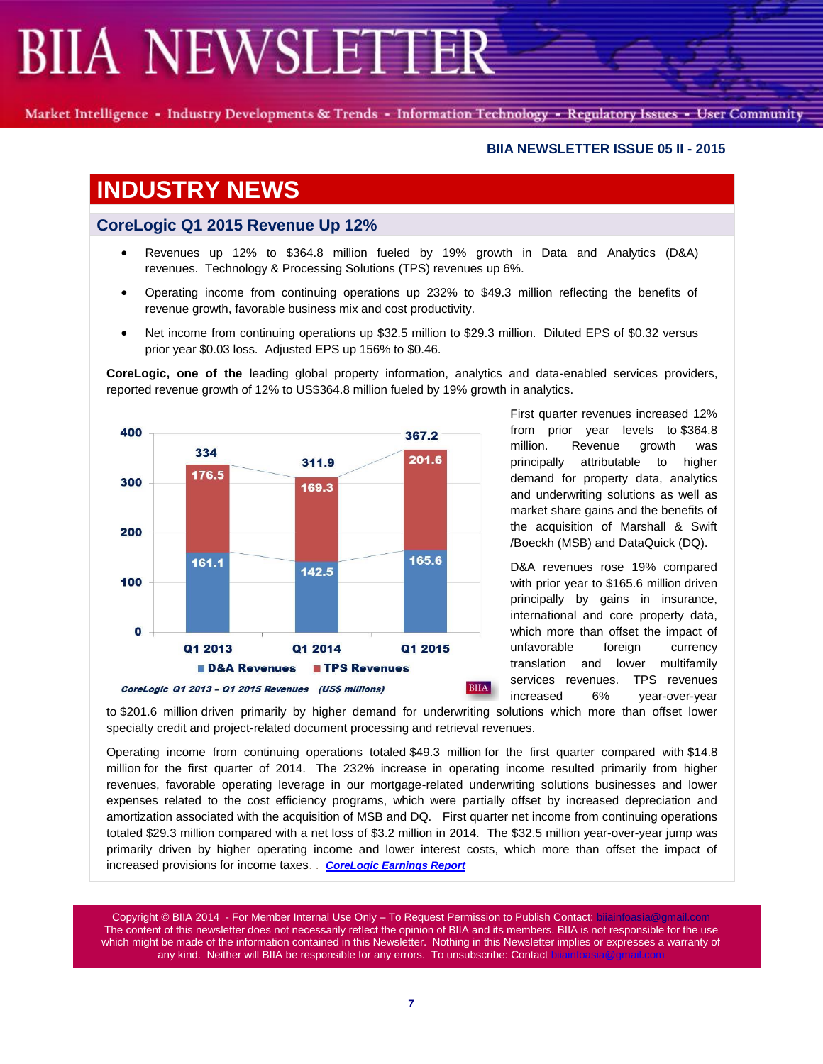# INDUSTRY NEWS

## CoreLogic Q1 2015 Revenue Up 12%

- Revenues up 12% to $364.8 million fueled by 19% growth in Data and Analytics (D&A) revenues. Technology & Processing Solutions (TPS) revenues up 6%.
- Operating income from continuing operations up 232% to $49.3 million reflecting the benefits of revenue growth, favorable business mix and cost productivity.
- Net income from continuing operations up $32.5 million to $29.3 million. Diluted EPS of $0.32 versus prior year $0.03 loss. Adjusted EPS up 156% to $0.46.

**CoreLogic, one of the** leading global property information, analytics and data-enabled services providers, reported revenue growth of 12% to US$364.8 million fueled by 19% growth in analytics.

| | Q1 2013 | Q1 2014 | Q1 2015 |
|---|---|---|---|
| D&A Revenues | 161.1 | 142.5 | 165.6 |
| TPS Revenues | 176.5 | 169.3 | 201.6 |
| Total | 334 | 311.9 | 367.2 |

*CoreLogic Q1 2013 – Q1 2015 Revenues (US$ millions)*

First quarter revenues increased 12% from prior year levels to $364.8 million. Revenue growth was principally attributable to higher demand for property data, analytics and underwriting solutions as well as market share gains and the benefits of the acquisition of Marshall & Swift /Boeckh (MSB) and DataQuick (DQ).

D&A revenues rose 19% compared with prior year to $165.6 million driven principally by gains in insurance, international and core property data, which more than offset the impact of unfavorable foreign currency translation and lower multifamily services revenues. TPS revenues increased 6% year-over-year to $201.6 million driven primarily by higher demand for underwriting solutions which more than offset lower specialty credit and project-related document processing and retrieval revenues.

Operating income from continuing operations totaled $49.3 million for the first quarter compared with $14.8 million for the first quarter of 2014. The 232% increase in operating income resulted primarily from higher revenues, favorable operating leverage in our mortgage-related underwriting solutions businesses and lower expenses related to the cost efficiency programs, which were partially offset by increased depreciation and amortization associated with the acquisition of MSB and DQ. First quarter net income from continuing operations totaled $29.3 million compared with a net loss of $3.2 million in 2014. The $32.5 million year-over-year jump was primarily driven by higher operating income and lower interest costs, which more than offset the impact of increased provisions for income taxes. . ***CoreLogic Earnings Report***

Copyright © BIIA 2014 - For Member Internal Use Only – To Request Permission to Publish Contact: biiainfoasia@gmail.com
The content of this newsletter does not necessarily reflect the opinion of BIIA and its members. BIIA is not responsible for the use which might be made of the information contained in this Newsletter. Nothing in this Newsletter implies or expresses a warranty of any kind. Neither will BIIA be responsible for any errors. To unsubscribe: Contact biiainfoasia@gmail.com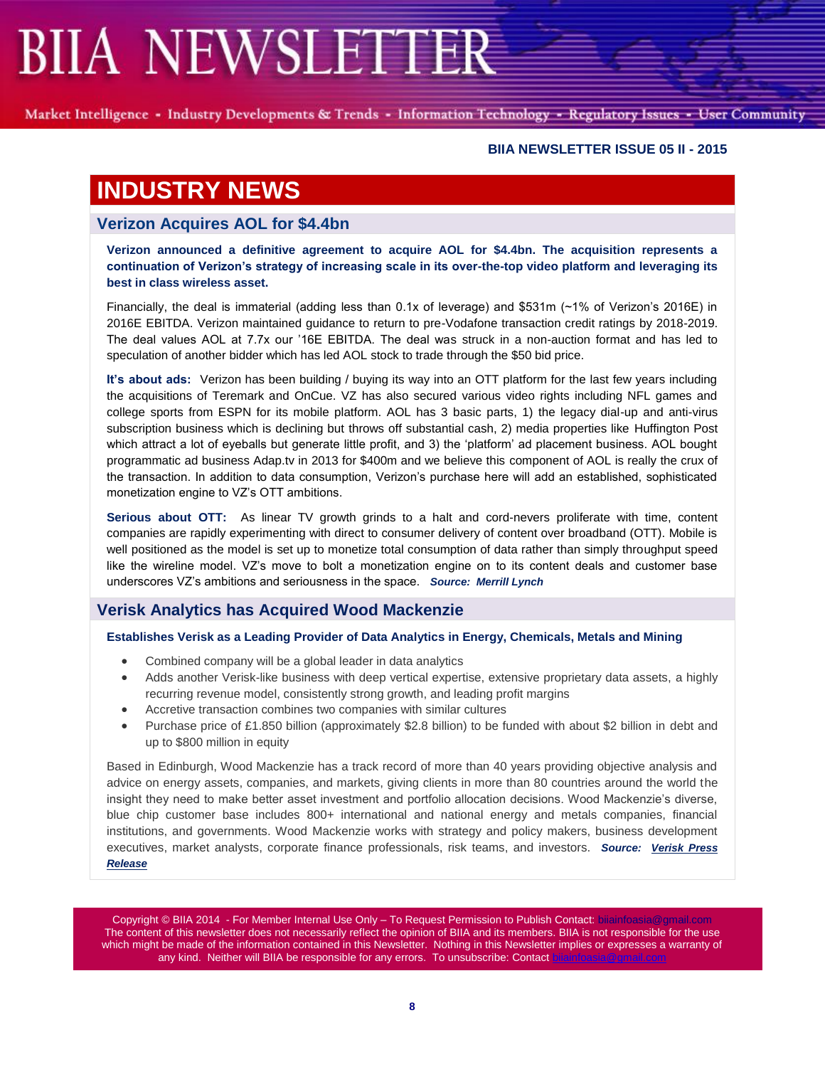## INDUSTRY NEWS

### Verizon Acquires AOL for $4.4bn

**Verizon announced a definitive agreement to acquire AOL for $4.4bn. The acquisition represents a continuation of Verizon's strategy of increasing scale in its over-the-top video platform and leveraging its best in class wireless asset.**

Financially, the deal is immaterial (adding less than 0.1x of leverage) and $531m (~1% of Verizon's 2016E) in 2016E EBITDA. Verizon maintained guidance to return to pre-Vodafone transaction credit ratings by 2018-2019. The deal values AOL at 7.7x our '16E EBITDA. The deal was struck in a non-auction format and has led to speculation of another bidder which has led AOL stock to trade through the $50 bid price.

**It's about ads:** Verizon has been building / buying its way into an OTT platform for the last few years including the acquisitions of Teremark and OnCue. VZ has also secured various video rights including NFL games and college sports from ESPN for its mobile platform. AOL has 3 basic parts, 1) the legacy dial-up and anti-virus subscription business which is declining but throws off substantial cash, 2) media properties like Huffington Post which attract a lot of eyeballs but generate little profit, and 3) the 'platform' ad placement business. AOL bought programmatic ad business Adap.tv in 2013 for $400m and we believe this component of AOL is really the crux of the transaction. In addition to data consumption, Verizon's purchase here will add an established, sophisticated monetization engine to VZ's OTT ambitions.

**Serious about OTT:** As linear TV growth grinds to a halt and cord-nevers proliferate with time, content companies are rapidly experimenting with direct to consumer delivery of content over broadband (OTT). Mobile is well positioned as the model is set up to monetize total consumption of data rather than simply throughput speed like the wireline model. VZ's move to bolt a monetization engine on to its content deals and customer base underscores VZ's ambitions and seriousness in the space. ***Source: Merrill Lynch***

### Verisk Analytics has Acquired Wood Mackenzie

**Establishes Verisk as a Leading Provider of Data Analytics in Energy, Chemicals, Metals and Mining**

- Combined company will be a global leader in data analytics
- Adds another Verisk-like business with deep vertical expertise, extensive proprietary data assets, a highly recurring revenue model, consistently strong growth, and leading profit margins
- Accretive transaction combines two companies with similar cultures
- Purchase price of £1.850 billion (approximately $2.8 billion) to be funded with about $2 billion in debt and up to $800 million in equity

Based in Edinburgh, Wood Mackenzie has a track record of more than 40 years providing objective analysis and advice on energy assets, companies, and markets, giving clients in more than 80 countries around the world the insight they need to make better asset investment and portfolio allocation decisions. Wood Mackenzie's diverse, blue chip customer base includes 800+ international and national energy and metals companies, financial institutions, and governments. Wood Mackenzie works with strategy and policy makers, business development executives, market analysts, corporate finance professionals, risk teams, and investors. ***Source: Verisk Press Release***

Copyright © BIIA 2014 - For Member Internal Use Only – To Request Permission to Publish Contact: biiainfoasia@gmail.com
The content of this newsletter does not necessarily reflect the opinion of BIIA and its members. BIIA is not responsible for the use which might be made of the information contained in this Newsletter. Nothing in this Newsletter implies or expresses a warranty of any kind. Neither will BIIA be responsible for any errors. To unsubscribe: Contact biiainfoasia@gmail.com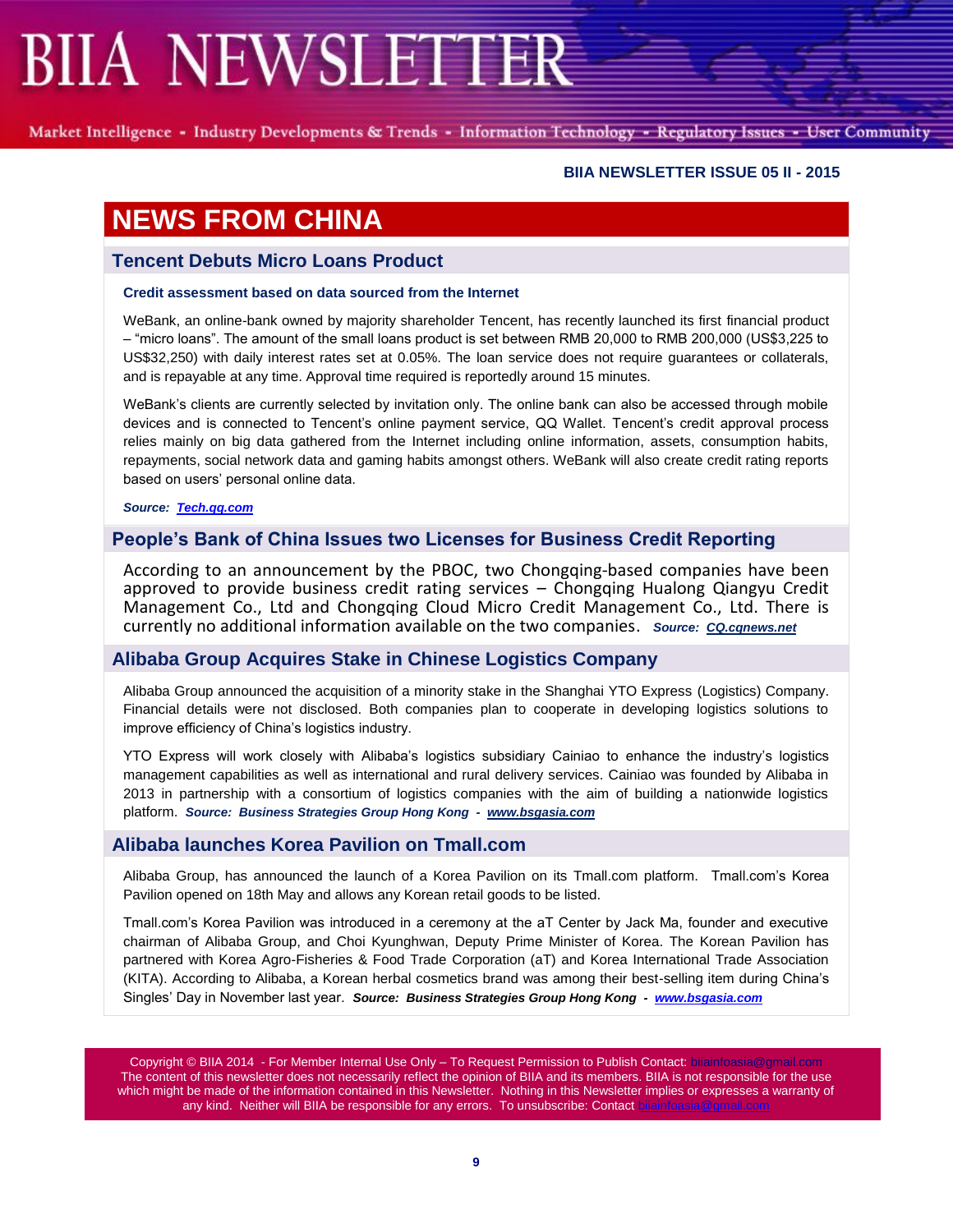**BIIA NEWSLETTER ISSUE 05 II - 2015**

# NEWS FROM CHINA

## Tencent Debuts Micro Loans Product

**Credit assessment based on data sourced from the Internet**

WeBank, an online-bank owned by majority shareholder Tencent, has recently launched its first financial product – "micro loans". The amount of the small loans product is set between RMB 20,000 to RMB 200,000 (US$3,225 to US$32,250) with daily interest rates set at 0.05%. The loan service does not require guarantees or collaterals, and is repayable at any time. Approval time required is reportedly around 15 minutes.

WeBank's clients are currently selected by invitation only. The online bank can also be accessed through mobile devices and is connected to Tencent's online payment service, QQ Wallet. Tencent's credit approval process relies mainly on big data gathered from the Internet including online information, assets, consumption habits, repayments, social network data and gaming habits amongst others. WeBank will also create credit rating reports based on users' personal online data.

***Source: Tech.qq.com***

## People's Bank of China Issues two Licenses for Business Credit Reporting

According to an announcement by the PBOC, two Chongqing-based companies have been approved to provide business credit rating services – Chongqing Hualong Qiangyu Credit Management Co., Ltd and Chongqing Cloud Micro Credit Management Co., Ltd. There is currently no additional information available on the two companies. ***Source: CQ.cqnews.net***

## Alibaba Group Acquires Stake in Chinese Logistics Company

Alibaba Group announced the acquisition of a minority stake in the Shanghai YTO Express (Logistics) Company. Financial details were not disclosed. Both companies plan to cooperate in developing logistics solutions to improve efficiency of China's logistics industry.

YTO Express will work closely with Alibaba's logistics subsidiary Cainiao to enhance the industry's logistics management capabilities as well as international and rural delivery services. Cainiao was founded by Alibaba in 2013 in partnership with a consortium of logistics companies with the aim of building a nationwide logistics platform. ***Source: Business Strategies Group Hong Kong - www.bsgasia.com***

## Alibaba launches Korea Pavilion on Tmall.com

Alibaba Group, has announced the launch of a Korea Pavilion on its Tmall.com platform. Tmall.com's Korea Pavilion opened on 18th May and allows any Korean retail goods to be listed.

Tmall.com's Korea Pavilion was introduced in a ceremony at the aT Center by Jack Ma, founder and executive chairman of Alibaba Group, and Choi Kyunghwan, Deputy Prime Minister of Korea. The Korean Pavilion has partnered with Korea Agro-Fisheries & Food Trade Corporation (aT) and Korea International Trade Association (KITA). According to Alibaba, a Korean herbal cosmetics brand was among their best-selling item during China's Singles' Day in November last year. ***Source: Business Strategies Group Hong Kong - www.bsgasia.com***

Copyright © BIIA 2014 - For Member Internal Use Only – To Request Permission to Publish Contact: biiainfoasia@gmail.com
The content of this newsletter does not necessarily reflect the opinion of BIIA and its members. BIIA is not responsible for the use which might be made of the information contained in this Newsletter. Nothing in this Newsletter implies or expresses a warranty of any kind. Neither will BIIA be responsible for any errors. To unsubscribe: Contact biiainfoasia@gmail.com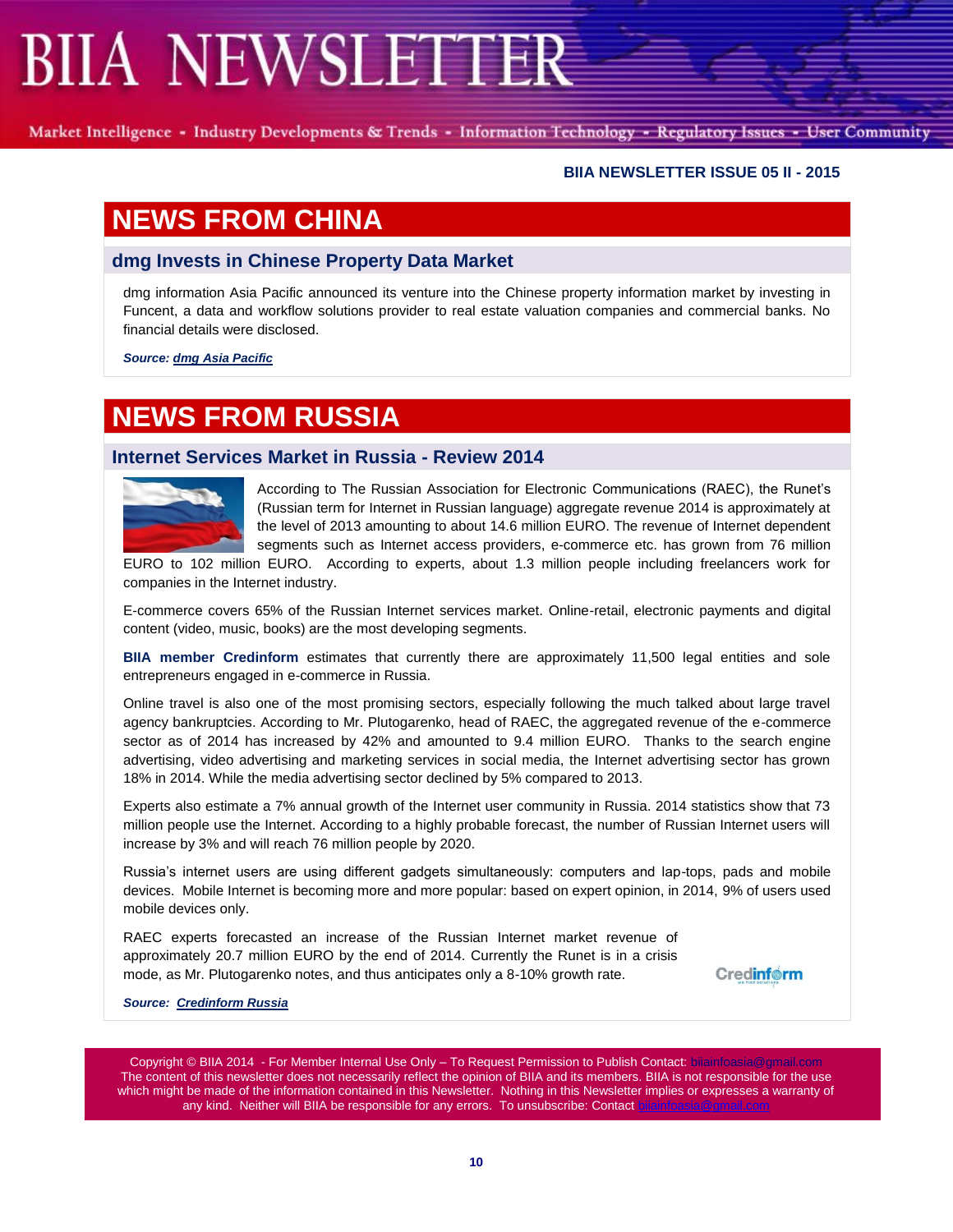# NEWS FROM CHINA

## dmg Invests in Chinese Property Data Market

dmg information Asia Pacific announced its venture into the Chinese property information market by investing in Funcent, a data and workflow solutions provider to real estate valuation companies and commercial banks. No financial details were disclosed.

***Source:*** ***dmg Asia Pacific***

# NEWS FROM RUSSIA

## Internet Services Market in Russia - Review 2014

According to The Russian Association for Electronic Communications (RAEC), the Runet's (Russian term for Internet in Russian language) aggregate revenue 2014 is approximately at the level of 2013 amounting to about 14.6 million EURO. The revenue of Internet dependent segments such as Internet access providers, e-commerce etc. has grown from 76 million EURO to 102 million EURO. According to experts, about 1.3 million people including freelancers work for companies in the Internet industry.

E-commerce covers 65% of the Russian Internet services market. Online-retail, electronic payments and digital content (video, music, books) are the most developing segments.

**BIIA member Credinform** estimates that currently there are approximately 11,500 legal entities and sole entrepreneurs engaged in e-commerce in Russia.

Online travel is also one of the most promising sectors, especially following the much talked about large travel agency bankruptcies. According to Mr. Plutogarenko, head of RAEC, the aggregated revenue of the e-commerce sector as of 2014 has increased by 42% and amounted to 9.4 million EURO. Thanks to the search engine advertising, video advertising and marketing services in social media, the Internet advertising sector has grown 18% in 2014. While the media advertising sector declined by 5% compared to 2013.

Experts also estimate a 7% annual growth of the Internet user community in Russia. 2014 statistics show that 73 million people use the Internet. According to a highly probable forecast, the number of Russian Internet users will increase by 3% and will reach 76 million people by 2020.

Russia's internet users are using different gadgets simultaneously: computers and lap-tops, pads and mobile devices. Mobile Internet is becoming more and more popular: based on expert opinion, in 2014, 9% of users used mobile devices only.

RAEC experts forecasted an increase of the Russian Internet market revenue of approximately 20.7 million EURO by the end of 2014. Currently the Runet is in a crisis mode, as Mr. Plutogarenko notes, and thus anticipates only a 8-10% growth rate.

***Source:*** ***Credinform Russia***

Copyright © BIIA 2014 - For Member Internal Use Only – To Request Permission to Publish Contact: biiainfoasia@gmail.com
The content of this newsletter does not necessarily reflect the opinion of BIIA and its members. BIIA is not responsible for the use which might be made of the information contained in this Newsletter. Nothing in this Newsletter implies or expresses a warranty of any kind. Neither will BIIA be responsible for any errors. To unsubscribe: Contact biiainfoasia@gmail.com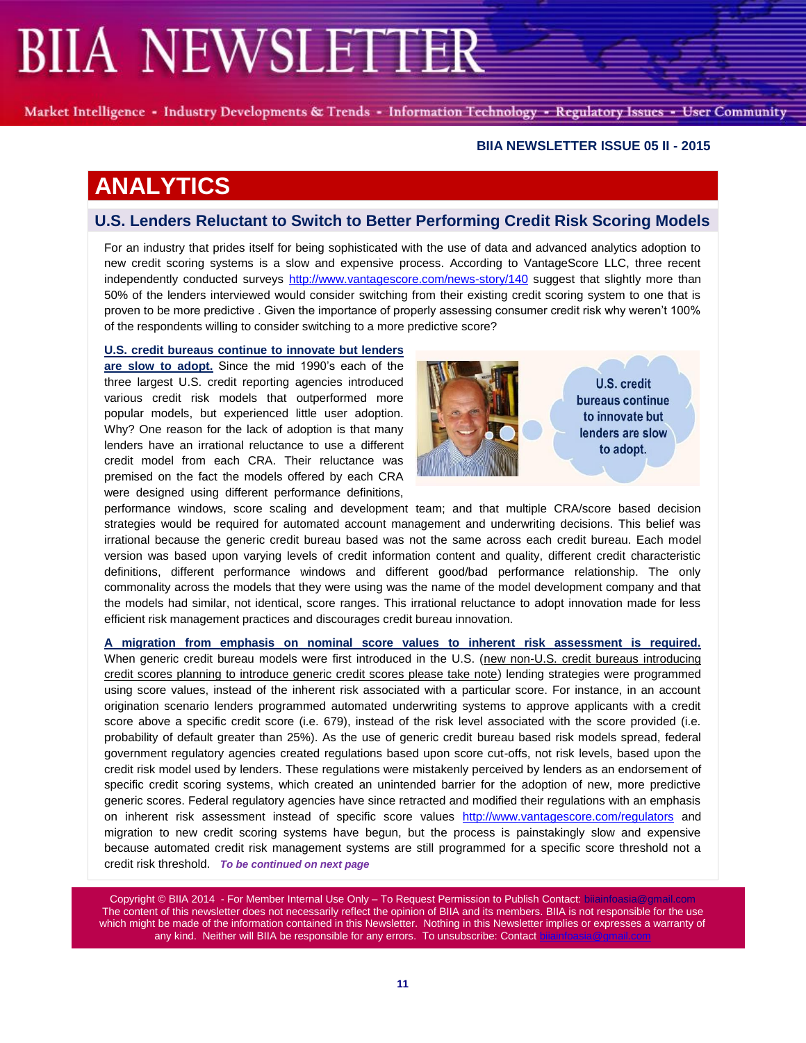# ANALYTICS

## U.S. Lenders Reluctant to Switch to Better Performing Credit Risk Scoring Models

For an industry that prides itself for being sophisticated with the use of data and advanced analytics adoption to new credit scoring systems is a slow and expensive process. According to VantageScore LLC, three recent independently conducted surveys http://www.vantagescore.com/news-story/140 suggest that slightly more than 50% of the lenders interviewed would consider switching from their existing credit scoring system to one that is proven to be more predictive . Given the importance of properly assessing consumer credit risk why weren't 100% of the respondents willing to consider switching to a more predictive score?

**U.S. credit bureaus continue to innovate but lenders are slow to adopt.** Since the mid 1990's each of the three largest U.S. credit reporting agencies introduced various credit risk models that outperformed more popular models, but experienced little user adoption. Why? One reason for the lack of adoption is that many lenders have an irrational reluctance to use a different credit model from each CRA. Their reluctance was premised on the fact the models offered by each CRA were designed using different performance definitions, performance windows, score scaling and development team; and that multiple CRA/score based decision strategies would be required for automated account management and underwriting decisions. This belief was irrational because the generic credit bureau based was not the same across each credit bureau. Each model version was based upon varying levels of credit information content and quality, different credit characteristic definitions, different performance windows and different good/bad performance relationship. The only commonality across the models that they were using was the name of the model development company and that the models had similar, not identical, score ranges. This irrational reluctance to adopt innovation made for less efficient risk management practices and discourages credit bureau innovation.

U.S. credit bureaus continue to innovate but lenders are slow to adopt.

**A migration from emphasis on nominal score values to inherent risk assessment is required.** When generic credit bureau models were first introduced in the U.S. (new non-U.S. credit bureaus introducing credit scores planning to introduce generic credit scores please take note) lending strategies were programmed using score values, instead of the inherent risk associated with a particular score. For instance, in an account origination scenario lenders programmed automated underwriting systems to approve applicants with a credit score above a specific credit score (i.e. 679), instead of the risk level associated with the score provided (i.e. probability of default greater than 25%). As the use of generic credit bureau based risk models spread, federal government regulatory agencies created regulations based upon score cut-offs, not risk levels, based upon the credit risk model used by lenders. These regulations were mistakenly perceived by lenders as an endorsement of specific credit scoring systems, which created an unintended barrier for the adoption of new, more predictive generic scores. Federal regulatory agencies have since retracted and modified their regulations with an emphasis on inherent risk assessment instead of specific score values http://www.vantagescore.com/regulators and migration to new credit scoring systems have begun, but the process is painstakingly slow and expensive because automated credit risk management systems are still programmed for a specific score threshold not a credit risk threshold. ***To be continued on next page***

Copyright © BIIA 2014 - For Member Internal Use Only – To Request Permission to Publish Contact: biiainfoasia@gmail.com
The content of this newsletter does not necessarily reflect the opinion of BIIA and its members. BIIA is not responsible for the use which might be made of the information contained in this Newsletter. Nothing in this Newsletter implies or expresses a warranty of any kind. Neither will BIIA be responsible for any errors. To unsubscribe: Contact biiainfoasia@gmail.com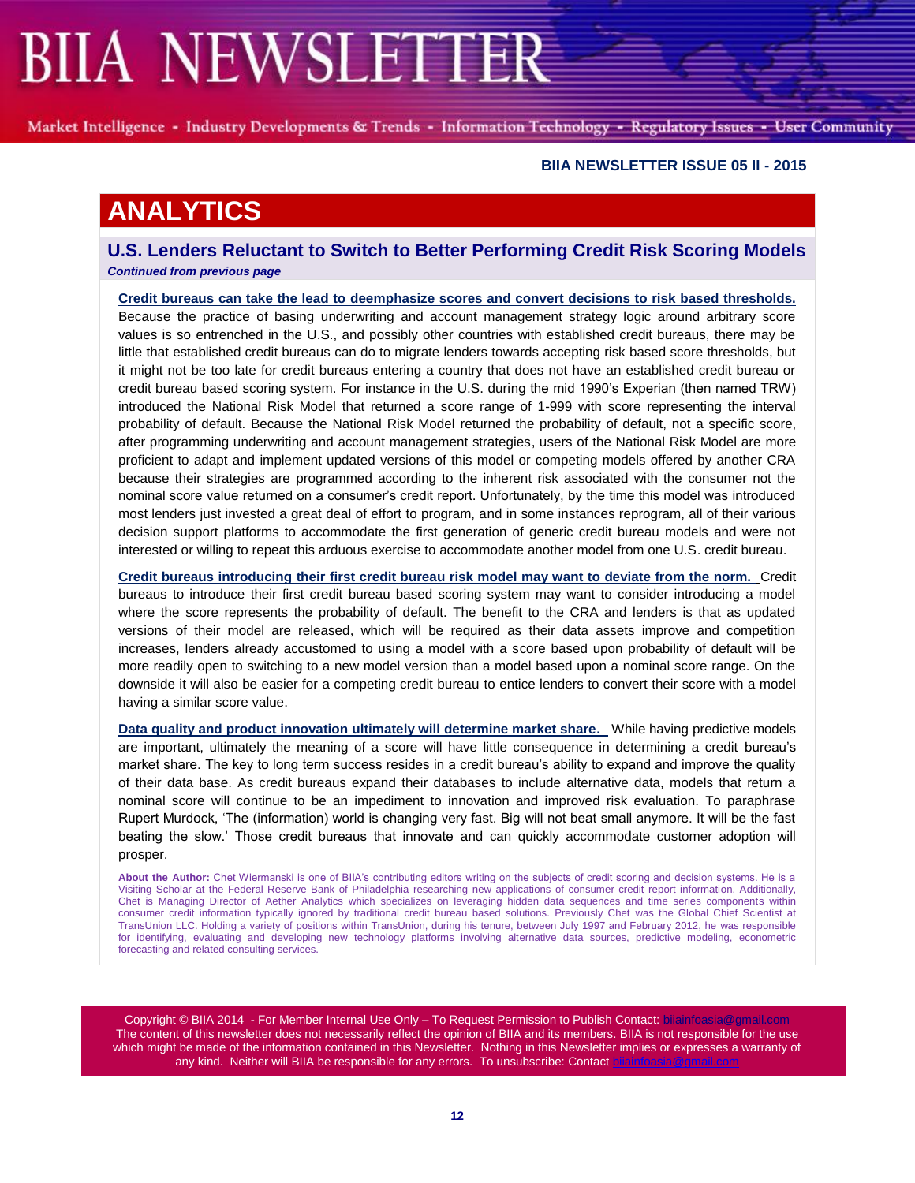## ANALYTICS

### U.S. Lenders Reluctant to Switch to Better Performing Credit Risk Scoring Models

***Continued from previous page***

**Credit bureaus can take the lead to deemphasize scores and convert decisions to risk based thresholds.** Because the practice of basing underwriting and account management strategy logic around arbitrary score values is so entrenched in the U.S., and possibly other countries with established credit bureaus, there may be little that established credit bureaus can do to migrate lenders towards accepting risk based score thresholds, but it might not be too late for credit bureaus entering a country that does not have an established credit bureau or credit bureau based scoring system. For instance in the U.S. during the mid 1990's Experian (then named TRW) introduced the National Risk Model that returned a score range of 1-999 with score representing the interval probability of default. Because the National Risk Model returned the probability of default, not a specific score, after programming underwriting and account management strategies, users of the National Risk Model are more proficient to adapt and implement updated versions of this model or competing models offered by another CRA because their strategies are programmed according to the inherent risk associated with the consumer not the nominal score value returned on a consumer's credit report. Unfortunately, by the time this model was introduced most lenders just invested a great deal of effort to program, and in some instances reprogram, all of their various decision support platforms to accommodate the first generation of generic credit bureau models and were not interested or willing to repeat this arduous exercise to accommodate another model from one U.S. credit bureau.

**Credit bureaus introducing their first credit bureau risk model may want to deviate from the norm.** Credit bureaus to introduce their first credit bureau based scoring system may want to consider introducing a model where the score represents the probability of default. The benefit to the CRA and lenders is that as updated versions of their model are released, which will be required as their data assets improve and competition increases, lenders already accustomed to using a model with a score based upon probability of default will be more readily open to switching to a new model version than a model based upon a nominal score range. On the downside it will also be easier for a competing credit bureau to entice lenders to convert their score with a model having a similar score value.

**Data quality and product innovation ultimately will determine market share.** While having predictive models are important, ultimately the meaning of a score will have little consequence in determining a credit bureau's market share. The key to long term success resides in a credit bureau's ability to expand and improve the quality of their data base. As credit bureaus expand their databases to include alternative data, models that return a nominal score will continue to be an impediment to innovation and improved risk evaluation. To paraphrase Rupert Murdock, 'The (information) world is changing very fast. Big will not beat small anymore. It will be the fast beating the slow.' Those credit bureaus that innovate and can quickly accommodate customer adoption will prosper.

**About the Author:** Chet Wiermanski is one of BIIA's contributing editors writing on the subjects of credit scoring and decision systems. He is a Visiting Scholar at the Federal Reserve Bank of Philadelphia researching new applications of consumer credit report information. Additionally, Chet is Managing Director of Aether Analytics which specializes on leveraging hidden data sequences and time series components within consumer credit information typically ignored by traditional credit bureau based solutions. Previously Chet was the Global Chief Scientist at TransUnion LLC. Holding a variety of positions within TransUnion, during his tenure, between July 1997 and February 2012, he was responsible for identifying, evaluating and developing new technology platforms involving alternative data sources, predictive modeling, econometric forecasting and related consulting services.

Copyright © BIIA 2014 - For Member Internal Use Only – To Request Permission to Publish Contact: biiainfoasia@gmail.com
The content of this newsletter does not necessarily reflect the opinion of BIIA and its members. BIIA is not responsible for the use which might be made of the information contained in this Newsletter. Nothing in this Newsletter implies or expresses a warranty of any kind. Neither will BIIA be responsible for any errors. To unsubscribe: Contact biiainfoasia@gmail.com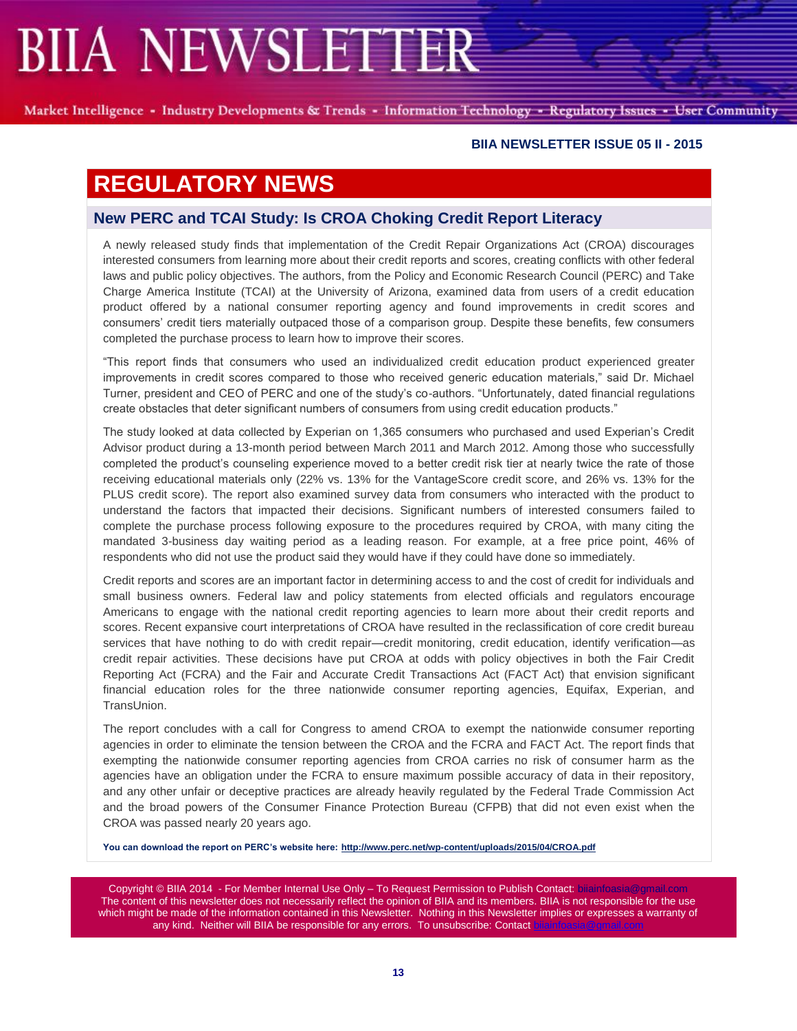# REGULATORY NEWS

## New PERC and TCAI Study: Is CROA Choking Credit Report Literacy

A newly released study finds that implementation of the Credit Repair Organizations Act (CROA) discourages interested consumers from learning more about their credit reports and scores, creating conflicts with other federal laws and public policy objectives. The authors, from the Policy and Economic Research Council (PERC) and Take Charge America Institute (TCAI) at the University of Arizona, examined data from users of a credit education product offered by a national consumer reporting agency and found improvements in credit scores and consumers' credit tiers materially outpaced those of a comparison group. Despite these benefits, few consumers completed the purchase process to learn how to improve their scores.

"This report finds that consumers who used an individualized credit education product experienced greater improvements in credit scores compared to those who received generic education materials," said Dr. Michael Turner, president and CEO of PERC and one of the study's co-authors. "Unfortunately, dated financial regulations create obstacles that deter significant numbers of consumers from using credit education products."

The study looked at data collected by Experian on 1,365 consumers who purchased and used Experian's Credit Advisor product during a 13-month period between March 2011 and March 2012. Among those who successfully completed the product's counseling experience moved to a better credit risk tier at nearly twice the rate of those receiving educational materials only (22% vs. 13% for the VantageScore credit score, and 26% vs. 13% for the PLUS credit score). The report also examined survey data from consumers who interacted with the product to understand the factors that impacted their decisions. Significant numbers of interested consumers failed to complete the purchase process following exposure to the procedures required by CROA, with many citing the mandated 3-business day waiting period as a leading reason. For example, at a free price point, 46% of respondents who did not use the product said they would have if they could have done so immediately.

Credit reports and scores are an important factor in determining access to and the cost of credit for individuals and small business owners. Federal law and policy statements from elected officials and regulators encourage Americans to engage with the national credit reporting agencies to learn more about their credit reports and scores. Recent expansive court interpretations of CROA have resulted in the reclassification of core credit bureau services that have nothing to do with credit repair—credit monitoring, credit education, identify verification—as credit repair activities. These decisions have put CROA at odds with policy objectives in both the Fair Credit Reporting Act (FCRA) and the Fair and Accurate Credit Transactions Act (FACT Act) that envision significant financial education roles for the three nationwide consumer reporting agencies, Equifax, Experian, and TransUnion.

The report concludes with a call for Congress to amend CROA to exempt the nationwide consumer reporting agencies in order to eliminate the tension between the CROA and the FCRA and FACT Act. The report finds that exempting the nationwide consumer reporting agencies from CROA carries no risk of consumer harm as the agencies have an obligation under the FCRA to ensure maximum possible accuracy of data in their repository, and any other unfair or deceptive practices are already heavily regulated by the Federal Trade Commission Act and the broad powers of the Consumer Finance Protection Bureau (CFPB) that did not even exist when the CROA was passed nearly 20 years ago.

**You can download the report on PERC's website here: http://www.perc.net/wp-content/uploads/2015/04/CROA.pdf**

Copyright © BIIA 2014 - For Member Internal Use Only – To Request Permission to Publish Contact: biiainfoasia@gmail.com
The content of this newsletter does not necessarily reflect the opinion of BIIA and its members. BIIA is not responsible for the use which might be made of the information contained in this Newsletter. Nothing in this Newsletter implies or expresses a warranty of any kind. Neither will BIIA be responsible for any errors. To unsubscribe: Contact biiainfoasia@gmail.com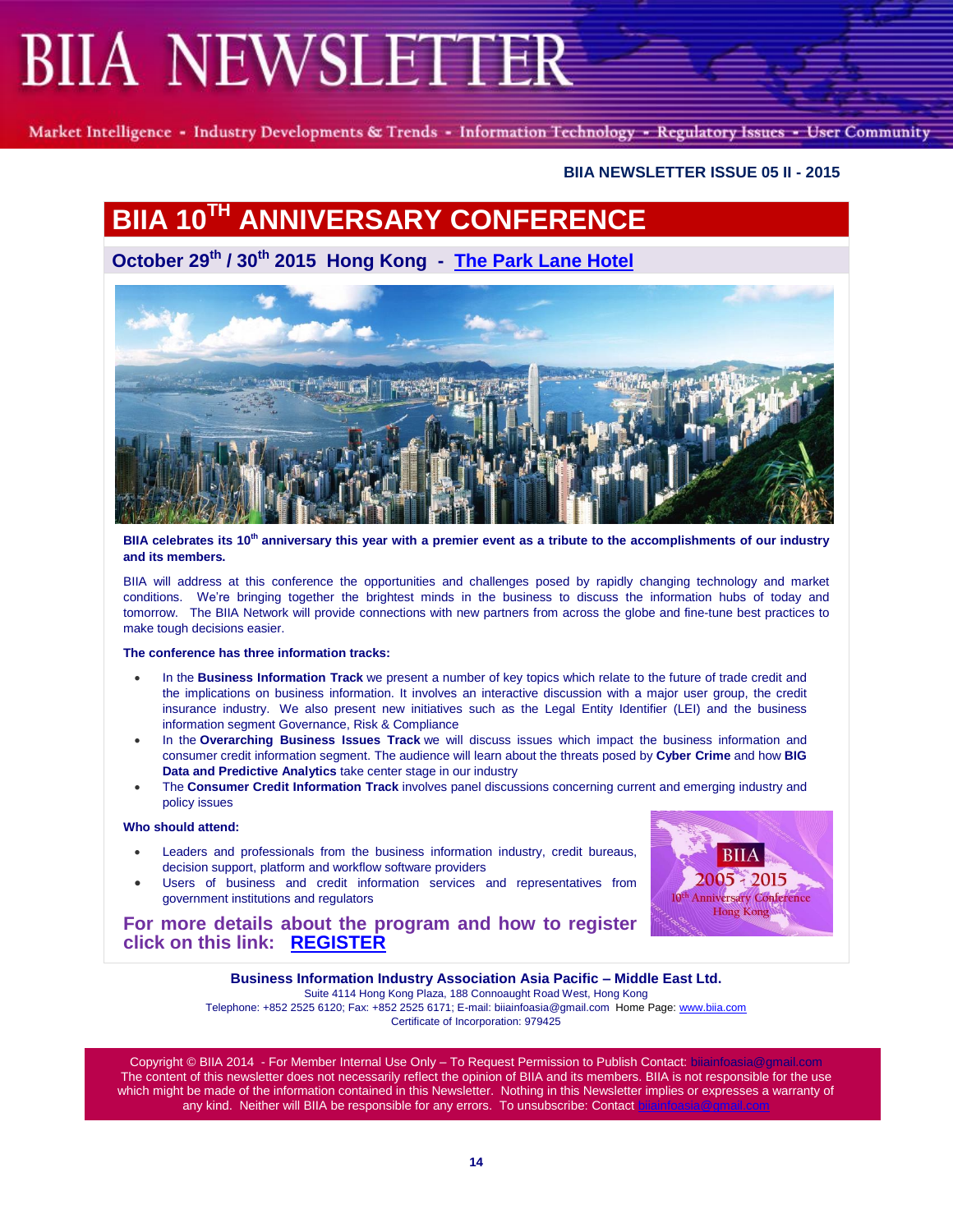# BIIA NEWSLETTER

Market Intelligence - Industry Developments & Trends - Information Technology - Regulatory Issues - User Community

**BIIA NEWSLETTER ISSUE 05 II - 2015**

## BIIA 10TH ANNIVERSARY CONFERENCE

### October 29th / 30th 2015 Hong Kong - The Park Lane Hotel

**BIIA celebrates its 10th anniversary this year with a premier event as a tribute to the accomplishments of our industry and its members.**

BIIA will address at this conference the opportunities and challenges posed by rapidly changing technology and market conditions. We're bringing together the brightest minds in the business to discuss the information hubs of today and tomorrow. The BIIA Network will provide connections with new partners from across the globe and fine-tune best practices to make tough decisions easier.

**The conference has three information tracks:**

- In the **Business Information Track** we present a number of key topics which relate to the future of trade credit and the implications on business information. It involves an interactive discussion with a major user group, the credit insurance industry. We also present new initiatives such as the Legal Entity Identifier (LEI) and the business information segment Governance, Risk & Compliance
- In the **Overarching Business Issues Track** we will discuss issues which impact the business information and consumer credit information segment. The audience will learn about the threats posed by **Cyber Crime** and how **BIG Data and Predictive Analytics** take center stage in our industry
- The **Consumer Credit Information Track** involves panel discussions concerning current and emerging industry and policy issues

**Who should attend:**

- Leaders and professionals from the business information industry, credit bureaus, decision support, platform and workflow software providers
- Users of business and credit information services and representatives from government institutions and regulators

BIIA 2005 - 2015 10th Anniversary Conference Hong Kong

**For more details about the program and how to register click on this link: REGISTER**

**Business Information Industry Association Asia Pacific – Middle East Ltd.**
Suite 4114 Hong Kong Plaza, 188 Connoaught Road West, Hong Kong
Telephone: +852 2525 6120; Fax: +852 2525 6171; E-mail: biiainfoasia@gmail.com Home Page: www.biia.com
Certificate of Incorporation: 979425

Copyright © BIIA 2014 - For Member Internal Use Only – To Request Permission to Publish Contact: biiainfoasia@gmail.com
The content of this newsletter does not necessarily reflect the opinion of BIIA and its members. BIIA is not responsible for the use which might be made of the information contained in this Newsletter. Nothing in this Newsletter implies or expresses a warranty of any kind. Neither will BIIA be responsible for any errors. To unsubscribe: Contact biiainfoasia@gmail.com